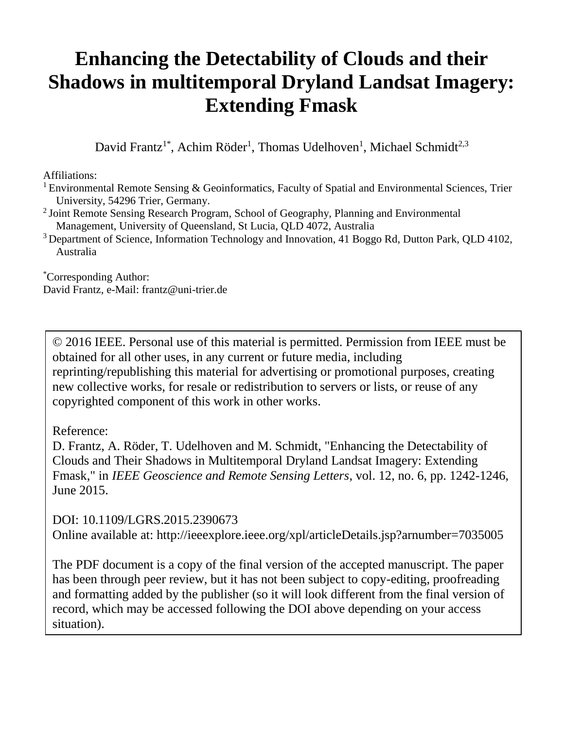# Enhancing the Detectability of Clouds and their Shadows in multitemporal Dryland Landsat Imagery: Extending Fmask

David Frantz[1*], Achim Röder[1], Thomas Udelhoven[1], Michael Schmidt[2,3]

Affiliations:

[1] Environmental Remote Sensing & Geoinformatics, Faculty of Spatial and Environmental Sciences, Trier University, 54296 Trier, Germany.

[2] Joint Remote Sensing Research Program, School of Geography, Planning and Environmental Management, University of Queensland, St Lucia, QLD 4072, Australia

[3] Department of Science, Information Technology and Innovation, 41 Boggo Rd, Dutton Park, QLD 4102, Australia

[*]Corresponding Author:
David Frantz, e-Mail: frantz@uni-trier.de

© 2016 IEEE. Personal use of this material is permitted. Permission from IEEE must be obtained for all other uses, in any current or future media, including reprinting/republishing this material for advertising or promotional purposes, creating new collective works, for resale or redistribution to servers or lists, or reuse of any copyrighted component of this work in other works.

Reference:
D. Frantz, A. Röder, T. Udelhoven and M. Schmidt, "Enhancing the Detectability of Clouds and Their Shadows in Multitemporal Dryland Landsat Imagery: Extending Fmask," in *IEEE Geoscience and Remote Sensing Letters*, vol. 12, no. 6, pp. 1242-1246, June 2015.

DOI: 10.1109/LGRS.2015.2390673
Online available at: http://ieeexplore.ieee.org/xpl/articleDetails.jsp?arnumber=7035005

The PDF document is a copy of the final version of the accepted manuscript. The paper has been through peer review, but it has not been subject to copy-editing, proofreading and formatting added by the publisher (so it will look different from the final version of record, which may be accessed following the DOI above depending on your access situation).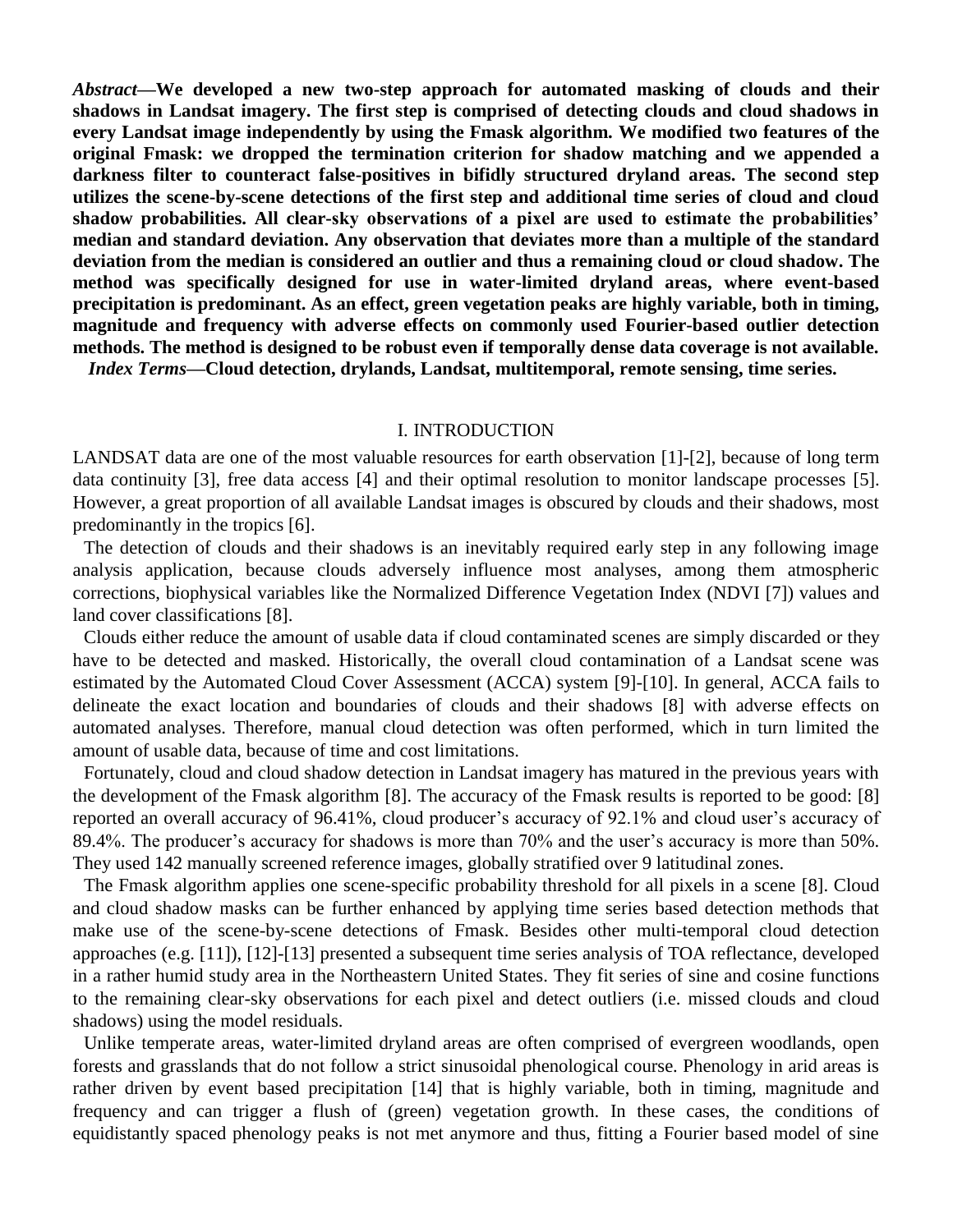***Abstract*—We developed a new two-step approach for automated masking of clouds and their shadows in Landsat imagery. The first step is comprised of detecting clouds and cloud shadows in every Landsat image independently by using the Fmask algorithm. We modified two features of the original Fmask: we dropped the termination criterion for shadow matching and we appended a darkness filter to counteract false-positives in bifidly structured dryland areas. The second step utilizes the scene-by-scene detections of the first step and additional time series of cloud and cloud shadow probabilities. All clear-sky observations of a pixel are used to estimate the probabilities' median and standard deviation. Any observation that deviates more than a multiple of the standard deviation from the median is considered an outlier and thus a remaining cloud or cloud shadow. The method was specifically designed for use in water-limited dryland areas, where event-based precipitation is predominant. As an effect, green vegetation peaks are highly variable, both in timing, magnitude and frequency with adverse effects on commonly used Fourier-based outlier detection methods. The method is designed to be robust even if temporally dense data coverage is not available.**

***Index Terms*—Cloud detection, drylands, Landsat, multitemporal, remote sensing, time series.**

# I. INTRODUCTION

LANDSAT data are one of the most valuable resources for earth observation [1]-[2], because of long term data continuity [3], free data access [4] and their optimal resolution to monitor landscape processes [5]. However, a great proportion of all available Landsat images is obscured by clouds and their shadows, most predominantly in the tropics [6].

The detection of clouds and their shadows is an inevitably required early step in any following image analysis application, because clouds adversely influence most analyses, among them atmospheric corrections, biophysical variables like the Normalized Difference Vegetation Index (NDVI [7]) values and land cover classifications [8].

Clouds either reduce the amount of usable data if cloud contaminated scenes are simply discarded or they have to be detected and masked. Historically, the overall cloud contamination of a Landsat scene was estimated by the Automated Cloud Cover Assessment (ACCA) system [9]-[10]. In general, ACCA fails to delineate the exact location and boundaries of clouds and their shadows [8] with adverse effects on automated analyses. Therefore, manual cloud detection was often performed, which in turn limited the amount of usable data, because of time and cost limitations.

Fortunately, cloud and cloud shadow detection in Landsat imagery has matured in the previous years with the development of the Fmask algorithm [8]. The accuracy of the Fmask results is reported to be good: [8] reported an overall accuracy of 96.41%, cloud producer's accuracy of 92.1% and cloud user's accuracy of 89.4%. The producer's accuracy for shadows is more than 70% and the user's accuracy is more than 50%. They used 142 manually screened reference images, globally stratified over 9 latitudinal zones.

The Fmask algorithm applies one scene-specific probability threshold for all pixels in a scene [8]. Cloud and cloud shadow masks can be further enhanced by applying time series based detection methods that make use of the scene-by-scene detections of Fmask. Besides other multi-temporal cloud detection approaches (e.g. [11]), [12]-[13] presented a subsequent time series analysis of TOA reflectance, developed in a rather humid study area in the Northeastern United States. They fit series of sine and cosine functions to the remaining clear-sky observations for each pixel and detect outliers (i.e. missed clouds and cloud shadows) using the model residuals.

Unlike temperate areas, water-limited dryland areas are often comprised of evergreen woodlands, open forests and grasslands that do not follow a strict sinusoidal phenological course. Phenology in arid areas is rather driven by event based precipitation [14] that is highly variable, both in timing, magnitude and frequency and can trigger a flush of (green) vegetation growth. In these cases, the conditions of equidistantly spaced phenology peaks is not met anymore and thus, fitting a Fourier based model of sine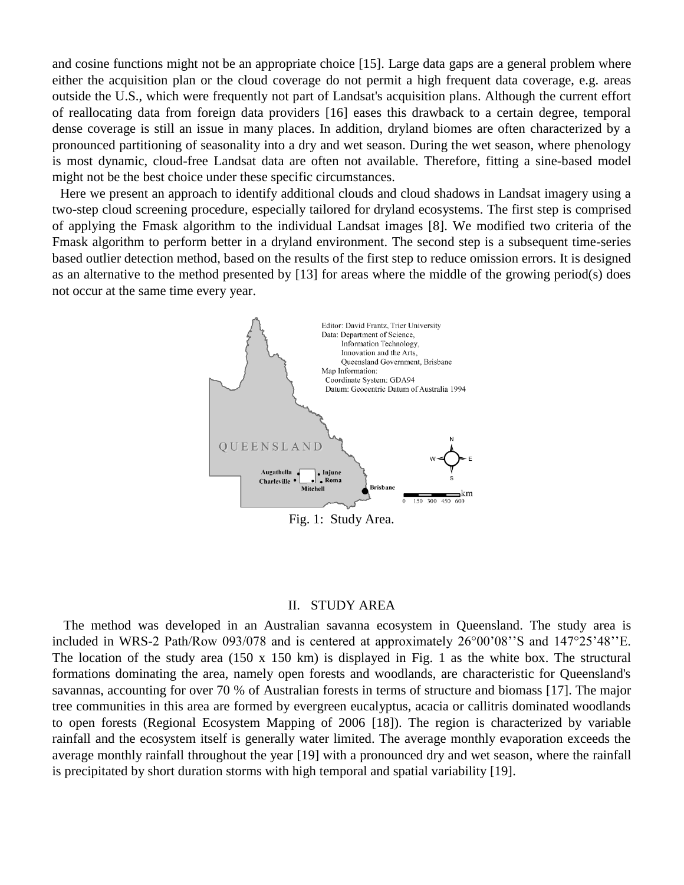and cosine functions might not be an appropriate choice [15]. Large data gaps are a general problem where either the acquisition plan or the cloud coverage do not permit a high frequent data coverage, e.g. areas outside the U.S., which were frequently not part of Landsat's acquisition plans. Although the current effort of reallocating data from foreign data providers [16] eases this drawback to a certain degree, temporal dense coverage is still an issue in many places. In addition, dryland biomes are often characterized by a pronounced partitioning of seasonality into a dry and wet season. During the wet season, where phenology is most dynamic, cloud-free Landsat data are often not available. Therefore, fitting a sine-based model might not be the best choice under these specific circumstances.

Here we present an approach to identify additional clouds and cloud shadows in Landsat imagery using a two-step cloud screening procedure, especially tailored for dryland ecosystems. The first step is comprised of applying the Fmask algorithm to the individual Landsat images [8]. We modified two criteria of the Fmask algorithm to perform better in a dryland environment. The second step is a subsequent time-series based outlier detection method, based on the results of the first step to reduce omission errors. It is designed as an alternative to the method presented by [13] for areas where the middle of the growing period(s) does not occur at the same time every year.

Fig. 1: Study Area.

## II. STUDY AREA

The method was developed in an Australian savanna ecosystem in Queensland. The study area is included in WRS-2 Path/Row 093/078 and is centered at approximately 26°00'08''S and 147°25'48''E. The location of the study area (150 x 150 km) is displayed in Fig. 1 as the white box. The structural formations dominating the area, namely open forests and woodlands, are characteristic for Queensland's savannas, accounting for over 70 % of Australian forests in terms of structure and biomass [17]. The major tree communities in this area are formed by evergreen eucalyptus, acacia or callitris dominated woodlands to open forests (Regional Ecosystem Mapping of 2006 [18]). The region is characterized by variable rainfall and the ecosystem itself is generally water limited. The average monthly evaporation exceeds the average monthly rainfall throughout the year [19] with a pronounced dry and wet season, where the rainfall is precipitated by short duration storms with high temporal and spatial variability [19].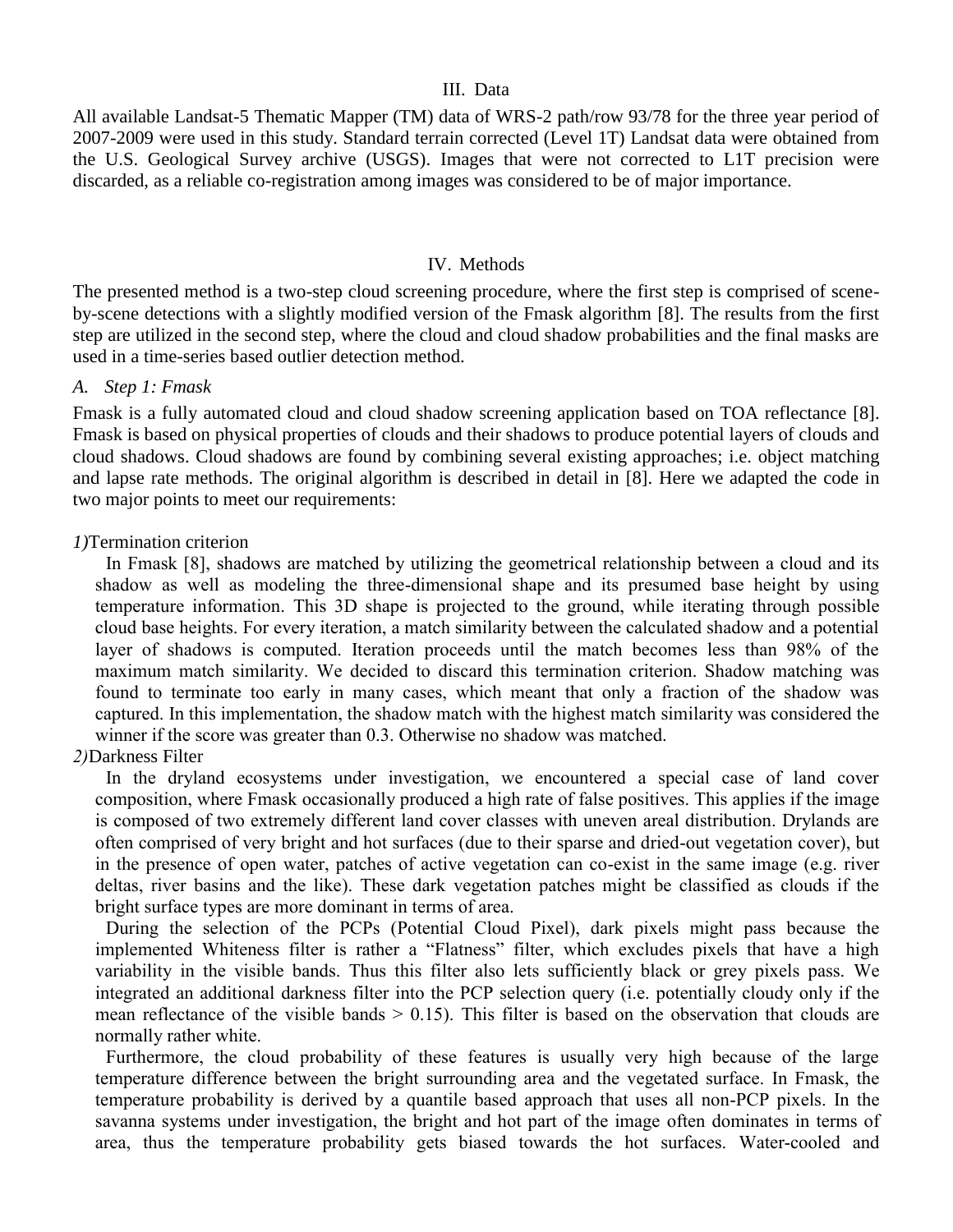## III. Data

All available Landsat-5 Thematic Mapper (TM) data of WRS-2 path/row 93/78 for the three year period of 2007-2009 were used in this study. Standard terrain corrected (Level 1T) Landsat data were obtained from the U.S. Geological Survey archive (USGS). Images that were not corrected to L1T precision were discarded, as a reliable co-registration among images was considered to be of major importance.

## IV. Methods

The presented method is a two-step cloud screening procedure, where the first step is comprised of scene-by-scene detections with a slightly modified version of the Fmask algorithm [8]. The results from the first step are utilized in the second step, where the cloud and cloud shadow probabilities and the final masks are used in a time-series based outlier detection method.

### *A. Step 1: Fmask*

Fmask is a fully automated cloud and cloud shadow screening application based on TOA reflectance [8]. Fmask is based on physical properties of clouds and their shadows to produce potential layers of clouds and cloud shadows. Cloud shadows are found by combining several existing approaches; i.e. object matching and lapse rate methods. The original algorithm is described in detail in [8]. Here we adapted the code in two major points to meet our requirements:

*1)* Termination criterion

In Fmask [8], shadows are matched by utilizing the geometrical relationship between a cloud and its shadow as well as modeling the three-dimensional shape and its presumed base height by using temperature information. This 3D shape is projected to the ground, while iterating through possible cloud base heights. For every iteration, a match similarity between the calculated shadow and a potential layer of shadows is computed. Iteration proceeds until the match becomes less than 98% of the maximum match similarity. We decided to discard this termination criterion. Shadow matching was found to terminate too early in many cases, which meant that only a fraction of the shadow was captured. In this implementation, the shadow match with the highest match similarity was considered the winner if the score was greater than 0.3. Otherwise no shadow was matched.

*2)* Darkness Filter

In the dryland ecosystems under investigation, we encountered a special case of land cover composition, where Fmask occasionally produced a high rate of false positives. This applies if the image is composed of two extremely different land cover classes with uneven areal distribution. Drylands are often comprised of very bright and hot surfaces (due to their sparse and dried-out vegetation cover), but in the presence of open water, patches of active vegetation can co-exist in the same image (e.g. river deltas, river basins and the like). These dark vegetation patches might be classified as clouds if the bright surface types are more dominant in terms of area.

During the selection of the PCPs (Potential Cloud Pixel), dark pixels might pass because the implemented Whiteness filter is rather a "Flatness" filter, which excludes pixels that have a high variability in the visible bands. Thus this filter also lets sufficiently black or grey pixels pass. We integrated an additional darkness filter into the PCP selection query (i.e. potentially cloudy only if the mean reflectance of the visible bands > 0.15). This filter is based on the observation that clouds are normally rather white.

Furthermore, the cloud probability of these features is usually very high because of the large temperature difference between the bright surrounding area and the vegetated surface. In Fmask, the temperature probability is derived by a quantile based approach that uses all non-PCP pixels. In the savanna systems under investigation, the bright and hot part of the image often dominates in terms of area, thus the temperature probability gets biased towards the hot surfaces. Water-cooled and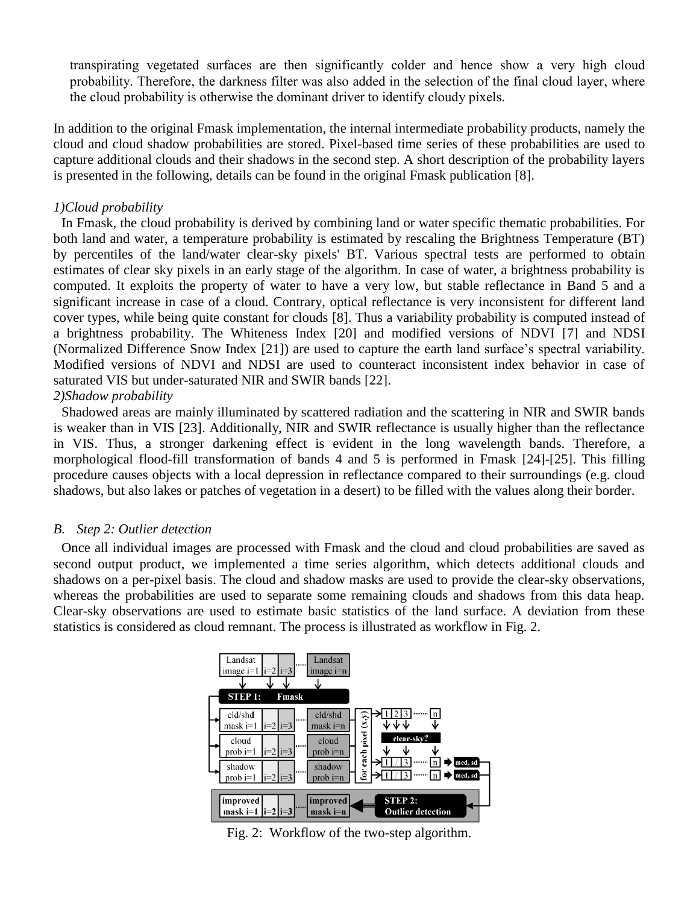transpirating vegetated surfaces are then significantly colder and hence show a very high cloud probability. Therefore, the darkness filter was also added in the selection of the final cloud layer, where the cloud probability is otherwise the dominant driver to identify cloudy pixels.

In addition to the original Fmask implementation, the internal intermediate probability products, namely the cloud and cloud shadow probabilities are stored. Pixel-based time series of these probabilities are used to capture additional clouds and their shadows in the second step. A short description of the probability layers is presented in the following, details can be found in the original Fmask publication [8].

*1)Cloud probability*

In Fmask, the cloud probability is derived by combining land or water specific thematic probabilities. For both land and water, a temperature probability is estimated by rescaling the Brightness Temperature (BT) by percentiles of the land/water clear-sky pixels' BT. Various spectral tests are performed to obtain estimates of clear sky pixels in an early stage of the algorithm. In case of water, a brightness probability is computed. It exploits the property of water to have a very low, but stable reflectance in Band 5 and a significant increase in case of a cloud. Contrary, optical reflectance is very inconsistent for different land cover types, while being quite constant for clouds [8]. Thus a variability probability is computed instead of a brightness probability. The Whiteness Index [20] and modified versions of NDVI [7] and NDSI (Normalized Difference Snow Index [21]) are used to capture the earth land surface's spectral variability. Modified versions of NDVI and NDSI are used to counteract inconsistent index behavior in case of saturated VIS but under-saturated NIR and SWIR bands [22].

*2)Shadow probability*

Shadowed areas are mainly illuminated by scattered radiation and the scattering in NIR and SWIR bands is weaker than in VIS [23]. Additionally, NIR and SWIR reflectance is usually higher than the reflectance in VIS. Thus, a stronger darkening effect is evident in the long wavelength bands. Therefore, a morphological flood-fill transformation of bands 4 and 5 is performed in Fmask [24]-[25]. This filling procedure causes objects with a local depression in reflectance compared to their surroundings (e.g. cloud shadows, but also lakes or patches of vegetation in a desert) to be filled with the values along their border.

### *B. Step 2: Outlier detection*

Once all individual images are processed with Fmask and the cloud and cloud probabilities are saved as second output product, we implemented a time series algorithm, which detects additional clouds and shadows on a per-pixel basis. The cloud and shadow masks are used to provide the clear-sky observations, whereas the probabilities are used to separate some remaining clouds and shadows from this data heap. Clear-sky observations are used to estimate basic statistics of the land surface. A deviation from these statistics is considered as cloud remnant. The process is illustrated as workflow in Fig. 2.

Fig. 2: Workflow of the two-step algorithm.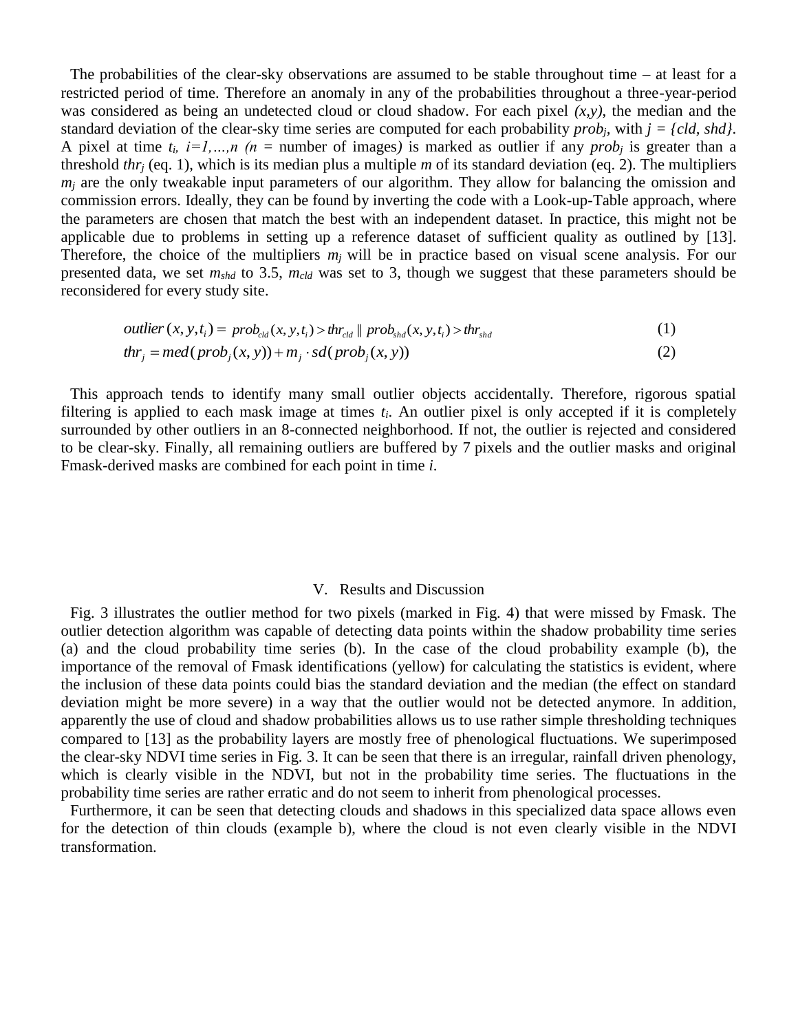The probabilities of the clear-sky observations are assumed to be stable throughout time – at least for a restricted period of time. Therefore an anomaly in any of the probabilities throughout a three-year-period was considered as being an undetected cloud or cloud shadow. For each pixel *(x,y)*, the median and the standard deviation of the clear-sky time series are computed for each probability $prob_j$, with $j = \{cld, shd\}$. A pixel at time $t_i$, $i=1,\ldots,n$ ($n$ = number of images) is marked as outlier if any $prob_j$ is greater than a threshold $thr_j$ (eq. 1), which is its median plus a multiple $m$ of its standard deviation (eq. 2). The multipliers $m_j$ are the only tweakable input parameters of our algorithm. They allow for balancing the omission and commission errors. Ideally, they can be found by inverting the code with a Look-up-Table approach, where the parameters are chosen that match the best with an independent dataset. In practice, this might not be applicable due to problems in setting up a reference dataset of sufficient quality as outlined by [13]. Therefore, the choice of the multipliers $m_j$ will be in practice based on visual scene analysis. For our presented data, we set $m_{shd}$ to 3.5, $m_{cld}$ was set to 3, though we suggest that these parameters should be reconsidered for every study site.

$$outlier(x,y,t_i) = prob_{cld}(x,y,t_i) > thr_{cld} \parallel prob_{shd}(x,y,t_i) > thr_{shd} \tag{1}$$

$$thr_j = med(prob_j(x,y)) + m_j \cdot sd(prob_j(x,y)) \tag{2}$$

This approach tends to identify many small outlier objects accidentally. Therefore, rigorous spatial filtering is applied to each mask image at times $t_i$. An outlier pixel is only accepted if it is completely surrounded by other outliers in an 8-connected neighborhood. If not, the outlier is rejected and considered to be clear-sky. Finally, all remaining outliers are buffered by 7 pixels and the outlier masks and original Fmask-derived masks are combined for each point in time *i*.

## V. Results and Discussion

Fig. 3 illustrates the outlier method for two pixels (marked in Fig. 4) that were missed by Fmask. The outlier detection algorithm was capable of detecting data points within the shadow probability time series (a) and the cloud probability time series (b). In the case of the cloud probability example (b), the importance of the removal of Fmask identifications (yellow) for calculating the statistics is evident, where the inclusion of these data points could bias the standard deviation and the median (the effect on standard deviation might be more severe) in a way that the outlier would not be detected anymore. In addition, apparently the use of cloud and shadow probabilities allows us to use rather simple thresholding techniques compared to [13] as the probability layers are mostly free of phenological fluctuations. We superimposed the clear-sky NDVI time series in Fig. 3. It can be seen that there is an irregular, rainfall driven phenology, which is clearly visible in the NDVI, but not in the probability time series. The fluctuations in the probability time series are rather erratic and do not seem to inherit from phenological processes.

Furthermore, it can be seen that detecting clouds and shadows in this specialized data space allows even for the detection of thin clouds (example b), where the cloud is not even clearly visible in the NDVI transformation.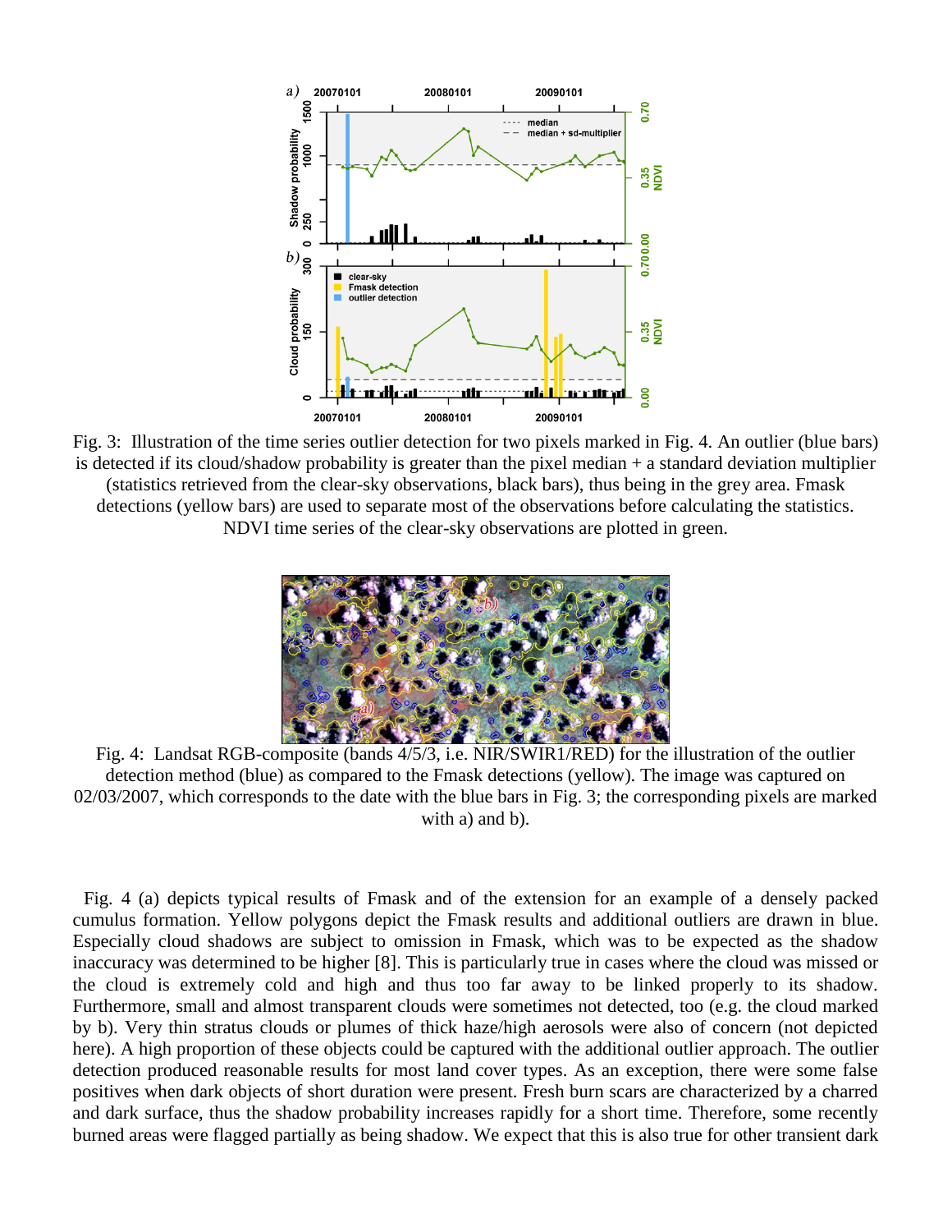Fig. 3: Illustration of the time series outlier detection for two pixels marked in Fig. 4. An outlier (blue bars) is detected if its cloud/shadow probability is greater than the pixel median + a standard deviation multiplier (statistics retrieved from the clear-sky observations, black bars), thus being in the grey area. Fmask detections (yellow bars) are used to separate most of the observations before calculating the statistics. NDVI time series of the clear-sky observations are plotted in green.

Fig. 4: Landsat RGB-composite (bands 4/5/3, i.e. NIR/SWIR1/RED) for the illustration of the outlier detection method (blue) as compared to the Fmask detections (yellow). The image was captured on 02/03/2007, which corresponds to the date with the blue bars in Fig. 3; the corresponding pixels are marked with a) and b).

Fig. 4 (a) depicts typical results of Fmask and of the extension for an example of a densely packed cumulus formation. Yellow polygons depict the Fmask results and additional outliers are drawn in blue. Especially cloud shadows are subject to omission in Fmask, which was to be expected as the shadow inaccuracy was determined to be higher [8]. This is particularly true in cases where the cloud was missed or the cloud is extremely cold and high and thus too far away to be linked properly to its shadow. Furthermore, small and almost transparent clouds were sometimes not detected, too (e.g. the cloud marked by b). Very thin stratus clouds or plumes of thick haze/high aerosols were also of concern (not depicted here). A high proportion of these objects could be captured with the additional outlier approach. The outlier detection produced reasonable results for most land cover types. As an exception, there were some false positives when dark objects of short duration were present. Fresh burn scars are characterized by a charred and dark surface, thus the shadow probability increases rapidly for a short time. Therefore, some recently burned areas were flagged partially as being shadow. We expect that this is also true for other transient dark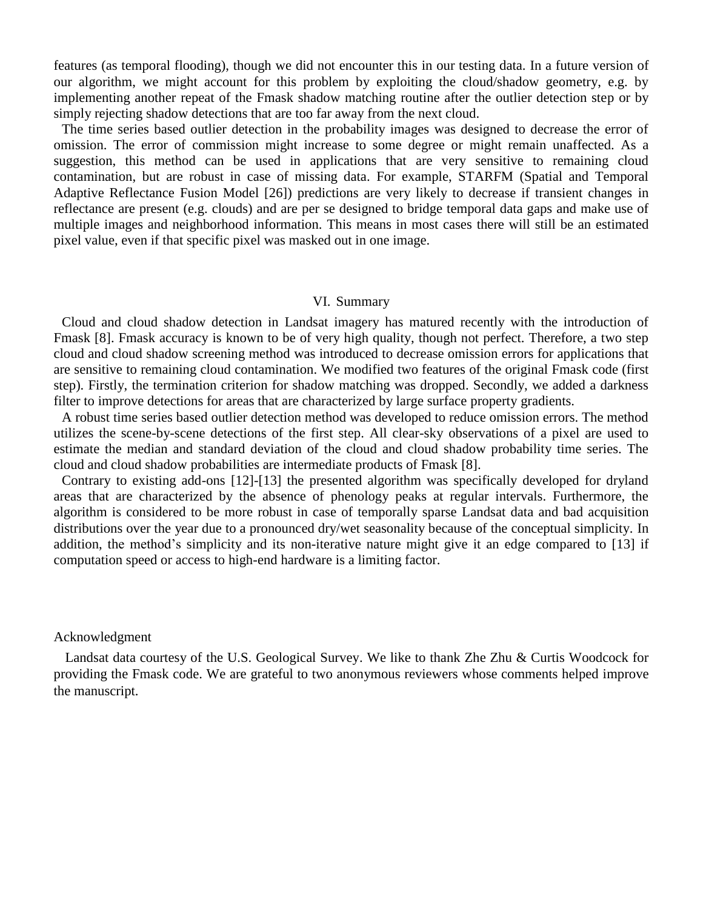features (as temporal flooding), though we did not encounter this in our testing data. In a future version of our algorithm, we might account for this problem by exploiting the cloud/shadow geometry, e.g. by implementing another repeat of the Fmask shadow matching routine after the outlier detection step or by simply rejecting shadow detections that are too far away from the next cloud.

The time series based outlier detection in the probability images was designed to decrease the error of omission. The error of commission might increase to some degree or might remain unaffected. As a suggestion, this method can be used in applications that are very sensitive to remaining cloud contamination, but are robust in case of missing data. For example, STARFM (Spatial and Temporal Adaptive Reflectance Fusion Model [26]) predictions are very likely to decrease if transient changes in reflectance are present (e.g. clouds) and are per se designed to bridge temporal data gaps and make use of multiple images and neighborhood information. This means in most cases there will still be an estimated pixel value, even if that specific pixel was masked out in one image.

## VI. Summary

Cloud and cloud shadow detection in Landsat imagery has matured recently with the introduction of Fmask [8]. Fmask accuracy is known to be of very high quality, though not perfect. Therefore, a two step cloud and cloud shadow screening method was introduced to decrease omission errors for applications that are sensitive to remaining cloud contamination. We modified two features of the original Fmask code (first step). Firstly, the termination criterion for shadow matching was dropped. Secondly, we added a darkness filter to improve detections for areas that are characterized by large surface property gradients.

A robust time series based outlier detection method was developed to reduce omission errors. The method utilizes the scene-by-scene detections of the first step. All clear-sky observations of a pixel are used to estimate the median and standard deviation of the cloud and cloud shadow probability time series. The cloud and cloud shadow probabilities are intermediate products of Fmask [8].

Contrary to existing add-ons [12]-[13] the presented algorithm was specifically developed for dryland areas that are characterized by the absence of phenology peaks at regular intervals. Furthermore, the algorithm is considered to be more robust in case of temporally sparse Landsat data and bad acquisition distributions over the year due to a pronounced dry/wet seasonality because of the conceptual simplicity. In addition, the method's simplicity and its non-iterative nature might give it an edge compared to [13] if computation speed or access to high-end hardware is a limiting factor.

## Acknowledgment

Landsat data courtesy of the U.S. Geological Survey. We like to thank Zhe Zhu & Curtis Woodcock for providing the Fmask code. We are grateful to two anonymous reviewers whose comments helped improve the manuscript.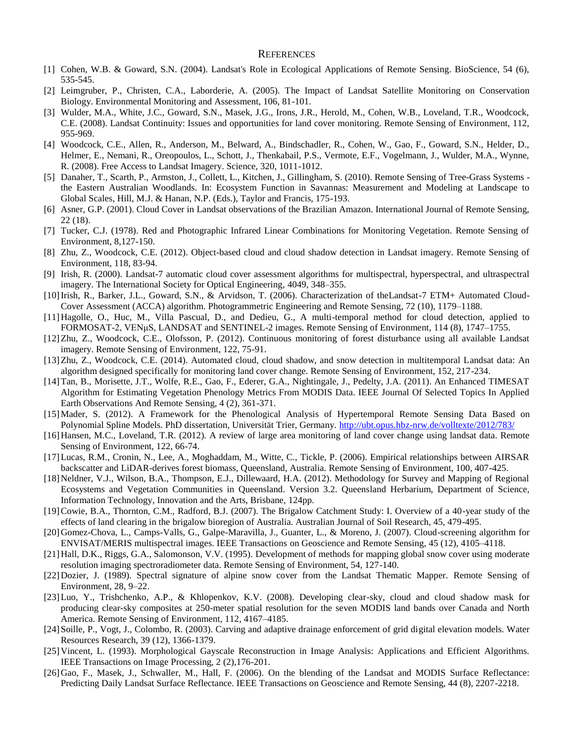## REFERENCES

[1] Cohen, W.B. & Goward, S.N. (2004). Landsat's Role in Ecological Applications of Remote Sensing. BioScience, 54 (6), 535-545.

[2] Leimgruber, P., Christen, C.A., Laborderie, A. (2005). The Impact of Landsat Satellite Monitoring on Conservation Biology. Environmental Monitoring and Assessment, 106, 81-101.

[3] Wulder, M.A., White, J.C., Goward, S.N., Masek, J.G., Irons, J.R., Herold, M., Cohen, W.B., Loveland, T.R., Woodcock, C.E. (2008). Landsat Continuity: Issues and opportunities for land cover monitoring. Remote Sensing of Environment, 112, 955-969.

[4] Woodcock, C.E., Allen, R., Anderson, M., Belward, A., Bindschadler, R., Cohen, W., Gao, F., Goward, S.N., Helder, D., Helmer, E., Nemani, R., Oreopoulos, L., Schott, J., Thenkabail, P.S., Vermote, E.F., Vogelmann, J., Wulder, M.A., Wynne, R. (2008). Free Access to Landsat Imagery. Science, 320, 1011-1012.

[5] Danaher, T., Scarth, P., Armston, J., Collett, L., Kitchen, J., Gillingham, S. (2010). Remote Sensing of Tree-Grass Systems - the Eastern Australian Woodlands. In: Ecosystem Function in Savannas: Measurement and Modeling at Landscape to Global Scales, Hill, M.J. & Hanan, N.P. (Eds.), Taylor and Francis, 175-193.

[6] Asner, G.P. (2001). Cloud Cover in Landsat observations of the Brazilian Amazon. International Journal of Remote Sensing, 22 (18).

[7] Tucker, C.J. (1978). Red and Photographic Infrared Linear Combinations for Monitoring Vegetation. Remote Sensing of Environment, 8,127-150.

[8] Zhu, Z., Woodcock, C.E. (2012). Object-based cloud and cloud shadow detection in Landsat imagery. Remote Sensing of Environment, 118, 83-94.

[9] Irish, R. (2000). Landsat-7 automatic cloud cover assessment algorithms for multispectral, hyperspectral, and ultraspectral imagery. The International Society for Optical Engineering, 4049, 348–355.

[10] Irish, R., Barker, J.L., Goward, S.N., & Arvidson, T. (2006). Characterization of theLandsat-7 ETM+ Automated Cloud-Cover Assessment (ACCA) algorithm. Photogrammetric Engineering and Remote Sensing, 72 (10), 1179–1188.

[11] Hagolle, O., Huc, M., Villa Pascual, D., and Dedieu, G., A multi-temporal method for cloud detection, applied to FORMOSAT-2, VENμS, LANDSAT and SENTINEL-2 images. Remote Sensing of Environment, 114 (8), 1747–1755.

[12] Zhu, Z., Woodcock, C.E., Olofsson, P. (2012). Continuous monitoring of forest disturbance using all available Landsat imagery. Remote Sensing of Environment, 122, 75-91.

[13] Zhu, Z., Woodcock, C.E. (2014). Automated cloud, cloud shadow, and snow detection in multitemporal Landsat data: An algorithm designed specifically for monitoring land cover change. Remote Sensing of Environment, 152, 217-234.

[14] Tan, B., Morisette, J.T., Wolfe, R.E., Gao, F., Ederer, G.A., Nightingale, J., Pedelty, J.A. (2011). An Enhanced TIMESAT Algorithm for Estimating Vegetation Phenology Metrics From MODIS Data. IEEE Journal Of Selected Topics In Applied Earth Observations And Remote Sensing, 4 (2), 361-371.

[15] Mader, S. (2012). A Framework for the Phenological Analysis of Hypertemporal Remote Sensing Data Based on Polynomial Spline Models. PhD dissertation, Universität Trier, Germany. http://ubt.opus.hbz-nrw.de/volltexte/2012/783/

[16] Hansen, M.C., Loveland, T.R. (2012). A review of large area monitoring of land cover change using landsat data. Remote Sensing of Environment, 122, 66-74.

[17] Lucas, R.M., Cronin, N., Lee, A., Moghaddam, M., Witte, C., Tickle, P. (2006). Empirical relationships between AIRSAR backscatter and LiDAR-derives forest biomass, Queensland, Australia. Remote Sensing of Environment, 100, 407-425.

[18] Neldner, V.J., Wilson, B.A., Thompson, E.J., Dillewaard, H.A. (2012). Methodology for Survey and Mapping of Regional Ecosystems and Vegetation Communities in Queensland. Version 3.2. Queensland Herbarium, Department of Science, Information Technology, Innovation and the Arts, Brisbane, 124pp.

[19] Cowie, B.A., Thornton, C.M., Radford, B.J. (2007). The Brigalow Catchment Study: I. Overview of a 40-year study of the effects of land clearing in the brigalow bioregion of Australia. Australian Journal of Soil Research, 45, 479-495.

[20] Gomez-Chova, L., Camps-Valls, G., Galpe-Maravilla, J., Guanter, L., & Moreno, J. (2007). Cloud-screening algorithm for ENVISAT/MERIS multispectral images. IEEE Transactions on Geoscience and Remote Sensing, 45 (12), 4105–4118.

[21] Hall, D.K., Riggs, G.A., Salomonson, V.V. (1995). Development of methods for mapping global snow cover using moderate resolution imaging spectroradiometer data. Remote Sensing of Environment, 54, 127-140.

[22] Dozier, J. (1989). Spectral signature of alpine snow cover from the Landsat Thematic Mapper. Remote Sensing of Environment, 28, 9–22.

[23] Luo, Y., Trishchenko, A.P., & Khlopenkov, K.V. (2008). Developing clear-sky, cloud and cloud shadow mask for producing clear-sky composites at 250-meter spatial resolution for the seven MODIS land bands over Canada and North America. Remote Sensing of Environment, 112, 4167–4185.

[24] Soille, P., Vogt, J., Colombo, R. (2003). Carving and adaptive drainage enforcement of grid digital elevation models. Water Resources Research, 39 (12), 1366-1379.

[25] Vincent, L. (1993). Morphological Gayscale Reconstruction in Image Analysis: Applications and Efficient Algorithms. IEEE Transactions on Image Processing, 2 (2),176-201.

[26] Gao, F., Masek, J., Schwaller, M., Hall, F. (2006). On the blending of the Landsat and MODIS Surface Reflectance: Predicting Daily Landsat Surface Reflectance. IEEE Transactions on Geoscience and Remote Sensing, 44 (8), 2207-2218.